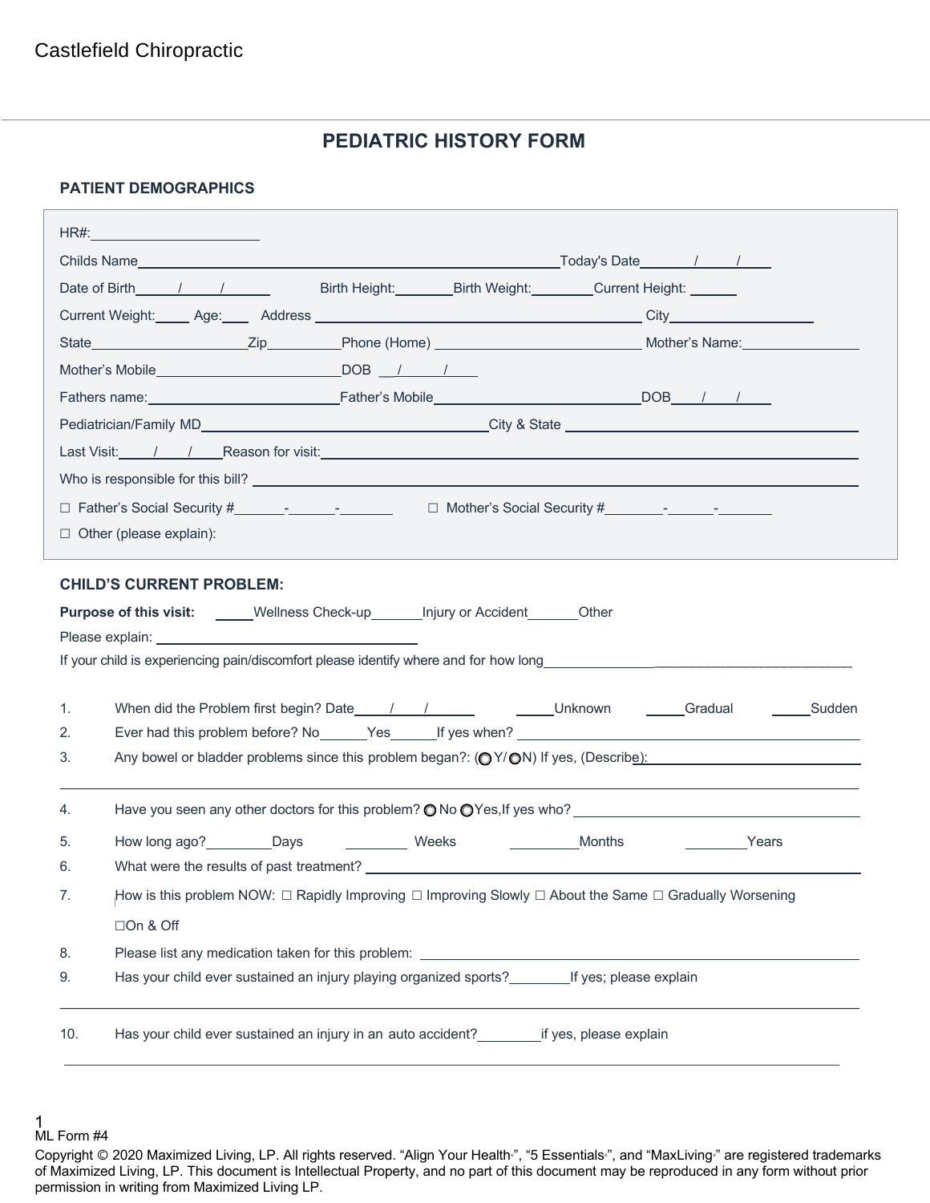Castlefield Chiropractic

# PEDIATRIC HISTORY FORM

## PATIENT DEMOGRAPHICS

HR#:______________________

Childs Name________________________________________________________Today's Date_______/_____/_____

Date of Birth_____/_____/______ Birth Height:_______ Birth Weight:________ Current Height: ______

Current Weight:_____ Age:____ Address ____________________________________________ City________________

State____________________Zip_________Phone (Home) ___________________________ Mother's Name:______________

Mother's Mobile________________________DOB __/_____/_____

Fathers name:________________________Father's Mobile__________________________DOB____/____/_____

Pediatrician/Family MD____________________________________City & State _______________________________

Last Visit:____/____/____Reason for visit:____________________________________________________________

Who is responsible for this bill? ________________________________________________________________

☐ Father's Social Security #______-______-_______ ☐ Mother's Social Security #________-______-________

☐ Other (please explain):

## CHILD'S CURRENT PROBLEM:

**Purpose of this visit:** _____Wellness Check-up_______Injury or Accident______Other

Please explain: ________________________________

If your child is experiencing pain/discomfort please identify where and for how long_________________________________________

1. When did the Problem first begin? Date_____/____/______ _____Unknown _____Gradual _____Sudden
2. Ever had this problem before? No______Yes______If yes when? ____________________________________
3. Any bowel or bladder problems since this problem began?: (◯ Y/ ◯N) If yes, (Describe):_______________________

_______________________________________________________________________________________

4. Have you seen any other doctors for this problem? ◯ No ◯Yes,If yes who? ______________________________
5. How long ago?_________Days ________ Weeks _________Months ________Years
6. What were the results of past treatment? ____________________________________________________
7. How is this problem NOW: ☐ Rapidly Improving ☐ Improving Slowly ☐ About the Same ☐ Gradually Worsening ☐On & Off
8. Please list any medication taken for this problem: ________________________________________________
9. Has your child ever sustained an injury playing organized sports?________If yes; please explain

_______________________________________________________________________________________

10. Has your child ever sustained an injury in an auto accident?________if yes, please explain

_______________________________________________________________________________________

ML Form #4

Copyright © 2020 Maximized Living, LP. All rights reserved. "Align Your Health", "5 Essentials", and "MaxLiving" are registered trademarks of Maximized Living, LP. This document is Intellectual Property, and no part of this document may be reproduced in any form without prior permission in writing from Maximized Living LP.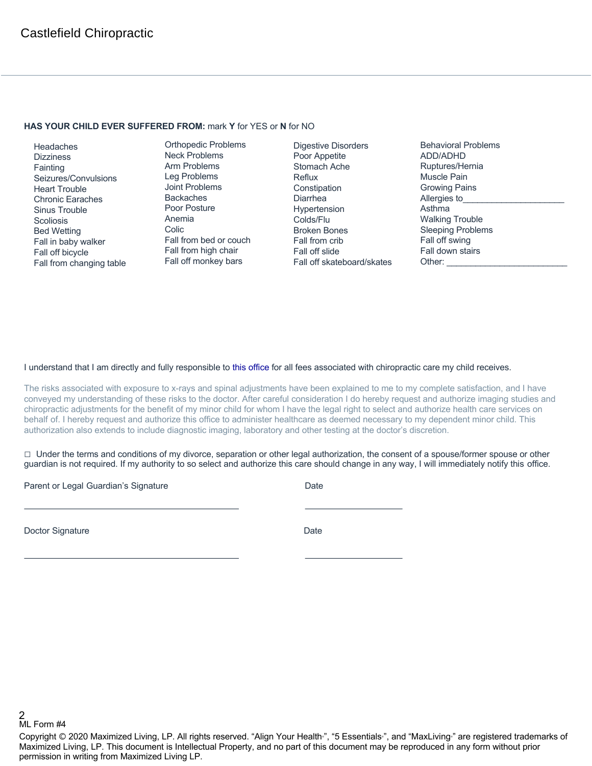Castlefield Chiropractic

**HAS YOUR CHILD EVER SUFFERED FROM:** mark **Y** for YES or **N** for NO

| | | | |
|---|---|---|---|
| Headaches | Orthopedic Problems | Digestive Disorders | Behavioral Problems |
| Dizziness | Neck Problems | Poor Appetite | ADD/ADHD |
| Fainting | Arm Problems | Stomach Ache | Ruptures/Hernia |
| Seizures/Convulsions | Leg Problems | Reflux | Muscle Pain |
| Heart Trouble | Joint Problems | Constipation | Growing Pains |
| Chronic Earaches | Backaches | Diarrhea | Allergies to_____________________ |
| Sinus Trouble | Poor Posture | Hypertension | Asthma |
| Scoliosis | Anemia | Colds/Flu | Walking Trouble |
| Bed Wetting | Colic | Broken Bones | Sleeping Problems |
| Fall in baby walker | Fall from bed or couch | Fall from crib | Fall off swing |
| Fall off bicycle | Fall from high chair | Fall off slide | Fall down stairs |
| Fall from changing table | Fall off monkey bars | Fall off skateboard/skates | Other: _________________________ |

I understand that I am directly and fully responsible to this office for all fees associated with chiropractic care my child receives.

The risks associated with exposure to x-rays and spinal adjustments have been explained to me to my complete satisfaction, and I have conveyed my understanding of these risks to the doctor. After careful consideration I do hereby request and authorize imaging studies and chiropractic adjustments for the benefit of my minor child for whom I have the legal right to select and authorize health care services on behalf of. I hereby request and authorize this office to administer healthcare as deemed necessary to my dependent minor child. This authorization also extends to include diagnostic imaging, laboratory and other testing at the doctor's discretion.

☐ Under the terms and conditions of my divorce, separation or other legal authorization, the consent of a spouse/former spouse or other guardian is not required. If my authority to so select and authorize this care should change in any way, I will immediately notify this office.

Parent or Legal Guardian's Signature ____________________________________ Date ____________________

Doctor Signature ____________________________________ Date ____________________

ML Form #4

Copyright © 2020 Maximized Living, LP. All rights reserved. "Align Your Health®", "5 Essentials®", and "MaxLiving®" are registered trademarks of Maximized Living, LP. This document is Intellectual Property, and no part of this document may be reproduced in any form without prior permission in writing from Maximized Living LP.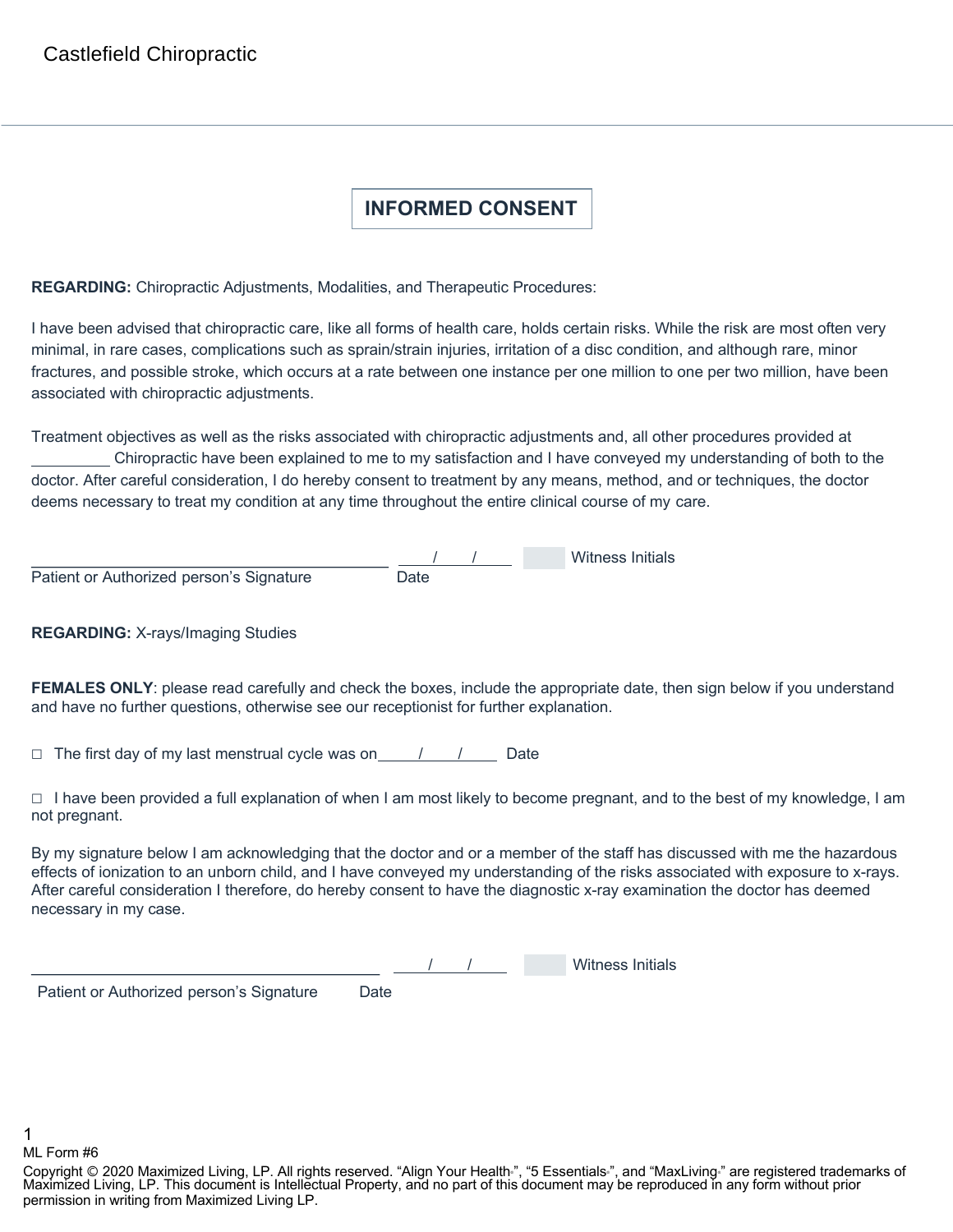Castlefield Chiropractic

# INFORMED CONSENT

**REGARDING:** Chiropractic Adjustments, Modalities, and Therapeutic Procedures:

I have been advised that chiropractic care, like all forms of health care, holds certain risks. While the risk are most often very minimal, in rare cases, complications such as sprain/strain injuries, irritation of a disc condition, and although rare, minor fractures, and possible stroke, which occurs at a rate between one instance per one million to one per two million, have been associated with chiropractic adjustments.

Treatment objectives as well as the risks associated with chiropractic adjustments and, all other procedures provided at __________ Chiropractic have been explained to me to my satisfaction and I have conveyed my understanding of both to the doctor. After careful consideration, I do hereby consent to treatment by any means, method, and or techniques, the doctor deems necessary to treat my condition at any time throughout the entire clinical course of my care.

_________________________________________ ____/____/_____ Witness Initials

Patient or Authorized person's Signature Date

**REGARDING:** X-rays/Imaging Studies

**FEMALES ONLY**: please read carefully and check the boxes, include the appropriate date, then sign below if you understand and have no further questions, otherwise see our receptionist for further explanation.

☐ The first day of my last menstrual cycle was on_____/____/_____ Date

☐ I have been provided a full explanation of when I am most likely to become pregnant, and to the best of my knowledge, I am not pregnant.

By my signature below I am acknowledging that the doctor and or a member of the staff has discussed with me the hazardous effects of ionization to an unborn child, and I have conveyed my understanding of the risks associated with exposure to x-rays. After careful consideration I therefore, do hereby consent to have the diagnostic x-ray examination the doctor has deemed necessary in my case.

_________________________________________ ____/____/_____ Witness Initials

Patient or Authorized person's Signature Date

ML Form #6

Copyright © 2020 Maximized Living, LP. All rights reserved. "Align Your Health®", "5 Essentials®", and "MaxLiving®" are registered trademarks of Maximized Living, LP. This document is Intellectual Property, and no part of this document may be reproduced in any form without prior permission in writing from Maximized Living LP.